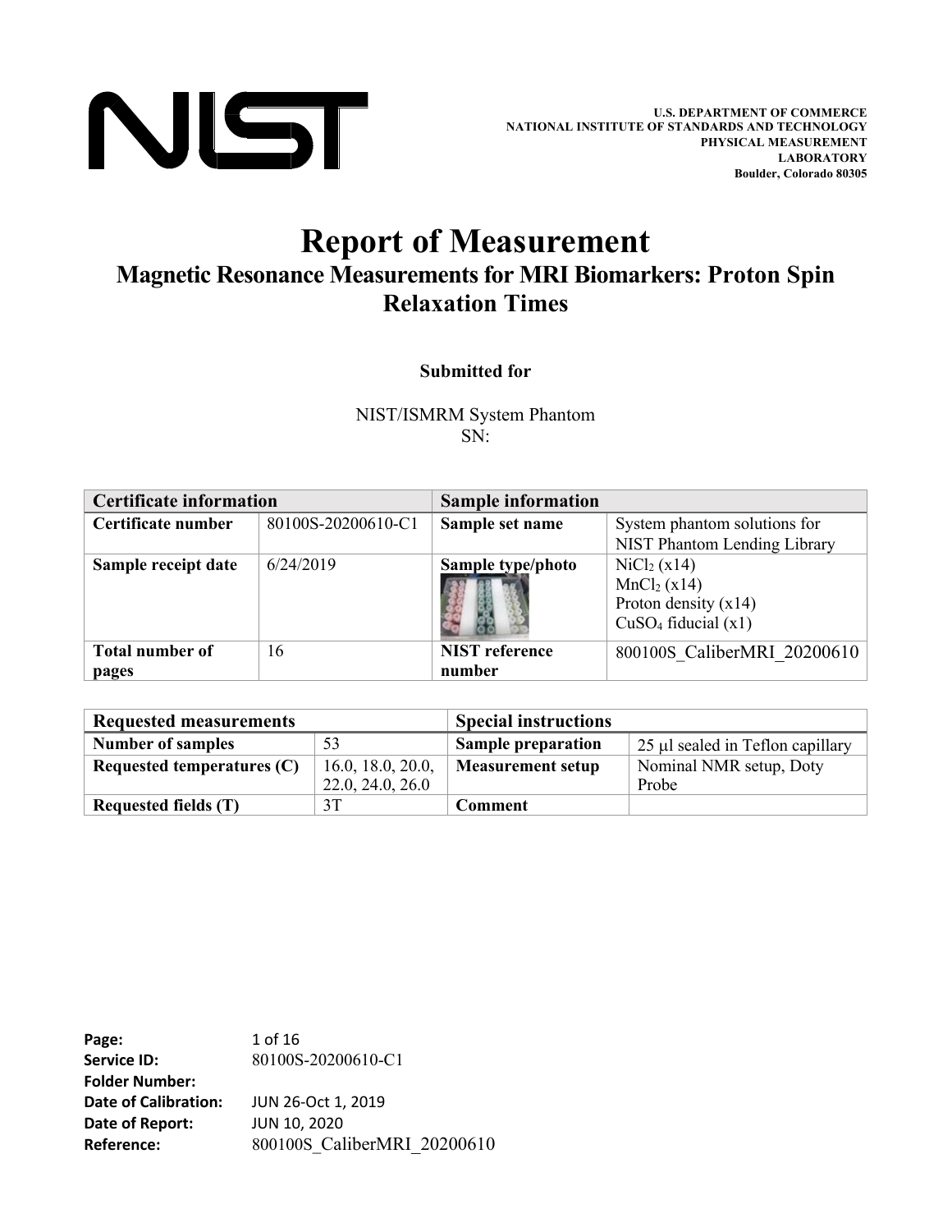NIST

**U.S. DEPARTMENT OF COMMERCE**
**NATIONAL INSTITUTE OF STANDARDS AND TECHNOLOGY**
**PHYSICAL MEASUREMENT LABORATORY**
**Boulder, Colorado 80305**

# Report of Measurement

## Magnetic Resonance Measurements for MRI Biomarkers: Proton Spin Relaxation Times

**Submitted for**

NIST/ISMRM System Phantom
SN:

| Certificate information | | Sample information | |
|---|---|---|---|
| **Certificate number** | 80100S-20200610-C1 | **Sample set name** | System phantom solutions for NIST Phantom Lending Library |
| **Sample receipt date** | 6/24/2019 | **Sample type/photo** | $NiCl_2$ (x14)<br>$MnCl_2$ (x14)<br>Proton density (x14)<br>$CuSO_4$ fiducial (x1) |
| **Total number of pages** | 16 | **NIST reference number** | 800100S_CaliberMRI_20200610 |

| Requested measurements | | Special instructions | |
|---|---|---|---|
| **Number of samples** | 53 | **Sample preparation** | 25 µl sealed in Teflon capillary |
| **Requested temperatures (C)** | 16.0, 18.0, 20.0, 22.0, 24.0, 26.0 | **Measurement setup** | Nominal NMR setup, Doty Probe |
| **Requested fields (T)** | 3T | **Comment** | |

**Page:** 1 of 16
**Service ID:** 80100S-20200610-C1
**Folder Number:**
**Date of Calibration:** JUN 26-Oct 1, 2019
**Date of Report:** JUN 10, 2020
**Reference:** 800100S_CaliberMRI_20200610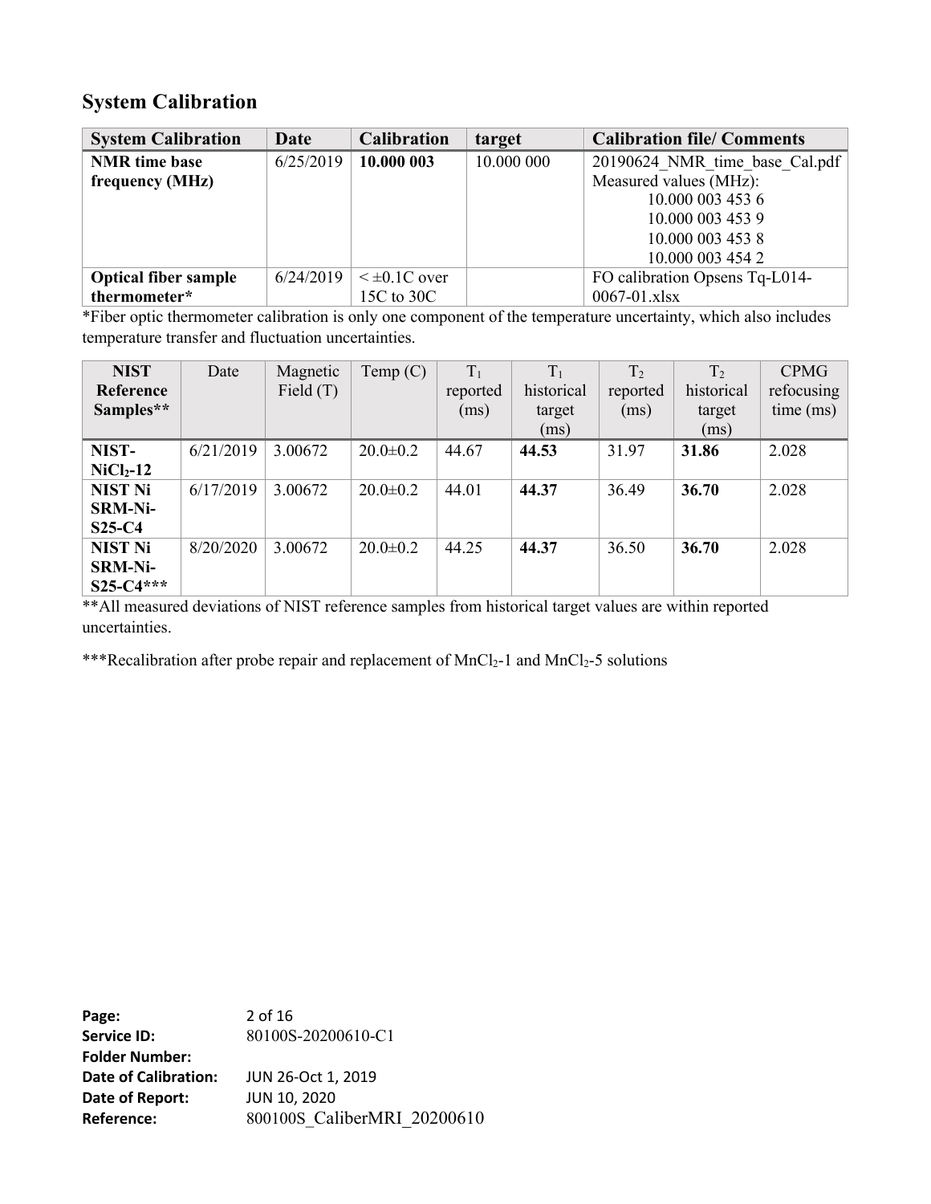## System Calibration

| System Calibration | Date | Calibration | target | Calibration file/ Comments |
|---|---|---|---|---|
| **NMR time base frequency (MHz)** | 6/25/2019 | **10.000 003** | 10.000 000 | 20190624_NMR_time_base_Cal.pdf<br>Measured values (MHz):<br>10.000 003 453 6<br>10.000 003 453 9<br>10.000 003 453 8<br>10.000 003 454 2 |
| **Optical fiber sample thermometer*** | 6/24/2019 | < ±0.1C over 15C to 30C | | FO calibration Opsens Tq-L014-0067-01.xlsx |

*Fiber optic thermometer calibration is only one component of the temperature uncertainty, which also includes temperature transfer and fluctuation uncertainties.

| NIST Reference Samples** | Date | Magnetic Field (T) | Temp (C) | $T_1$ reported (ms) | $T_1$ historical target (ms) | $T_2$ reported (ms) | $T_2$ historical target (ms) | CPMG refocusing time (ms) |
|---|---|---|---|---|---|---|---|---|
| **NIST-$NiCl_2$-12** | 6/21/2019 | 3.00672 | 20.0±0.2 | 44.67 | **44.53** | 31.97 | **31.86** | 2.028 |
| **NIST Ni SRM-Ni-S25-C4** | 6/17/2019 | 3.00672 | 20.0±0.2 | 44.01 | **44.37** | 36.49 | **36.70** | 2.028 |
| **NIST Ni SRM-Ni-S25-C4*** ** | 8/20/2020 | 3.00672 | 20.0±0.2 | 44.25 | **44.37** | 36.50 | **36.70** | 2.028 |

**All measured deviations of NIST reference samples from historical target values are within reported uncertainties.

***Recalibration after probe repair and replacement of $MnCl_2$-1 and $MnCl_2$-5 solutions

**Page:** 2 of 16
**Service ID:** 80100S-20200610-C1
**Folder Number:**
**Date of Calibration:** JUN 26-Oct 1, 2019
**Date of Report:** JUN 10, 2020
**Reference:** 800100S_CaliberMRI_20200610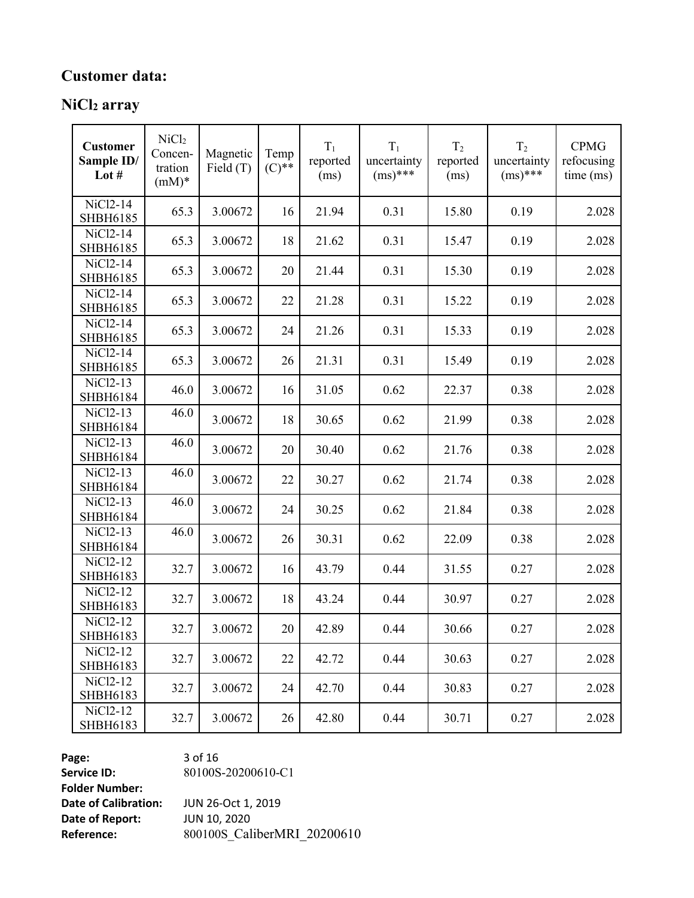## Customer data:

## $NiCl_2$ array

| Customer Sample ID/ Lot # | $NiCl_2$ Concen-tration (mM)* | Magnetic Field (T) | Temp (C)** | $T_1$ reported (ms) | $T_1$ uncertainty (ms)*** | $T_2$ reported (ms) | $T_2$ uncertainty (ms)*** | CPMG refocusing time (ms) |
|---|---|---|---|---|---|---|---|---|
| NiCl2-14 SHBH6185 | 65.3 | 3.00672 | 16 | 21.94 | 0.31 | 15.80 | 0.19 | 2.028 |
| NiCl2-14 SHBH6185 | 65.3 | 3.00672 | 18 | 21.62 | 0.31 | 15.47 | 0.19 | 2.028 |
| NiCl2-14 SHBH6185 | 65.3 | 3.00672 | 20 | 21.44 | 0.31 | 15.30 | 0.19 | 2.028 |
| NiCl2-14 SHBH6185 | 65.3 | 3.00672 | 22 | 21.28 | 0.31 | 15.22 | 0.19 | 2.028 |
| NiCl2-14 SHBH6185 | 65.3 | 3.00672 | 24 | 21.26 | 0.31 | 15.33 | 0.19 | 2.028 |
| NiCl2-14 SHBH6185 | 65.3 | 3.00672 | 26 | 21.31 | 0.31 | 15.49 | 0.19 | 2.028 |
| NiCl2-13 SHBH6184 | 46.0 | 3.00672 | 16 | 31.05 | 0.62 | 22.37 | 0.38 | 2.028 |
| NiCl2-13 SHBH6184 | 46.0 | 3.00672 | 18 | 30.65 | 0.62 | 21.99 | 0.38 | 2.028 |
| NiCl2-13 SHBH6184 | 46.0 | 3.00672 | 20 | 30.40 | 0.62 | 21.76 | 0.38 | 2.028 |
| NiCl2-13 SHBH6184 | 46.0 | 3.00672 | 22 | 30.27 | 0.62 | 21.74 | 0.38 | 2.028 |
| NiCl2-13 SHBH6184 | 46.0 | 3.00672 | 24 | 30.25 | 0.62 | 21.84 | 0.38 | 2.028 |
| NiCl2-13 SHBH6184 | 46.0 | 3.00672 | 26 | 30.31 | 0.62 | 22.09 | 0.38 | 2.028 |
| NiCl2-12 SHBH6183 | 32.7 | 3.00672 | 16 | 43.79 | 0.44 | 31.55 | 0.27 | 2.028 |
| NiCl2-12 SHBH6183 | 32.7 | 3.00672 | 18 | 43.24 | 0.44 | 30.97 | 0.27 | 2.028 |
| NiCl2-12 SHBH6183 | 32.7 | 3.00672 | 20 | 42.89 | 0.44 | 30.66 | 0.27 | 2.028 |
| NiCl2-12 SHBH6183 | 32.7 | 3.00672 | 22 | 42.72 | 0.44 | 30.63 | 0.27 | 2.028 |
| NiCl2-12 SHBH6183 | 32.7 | 3.00672 | 24 | 42.70 | 0.44 | 30.83 | 0.27 | 2.028 |
| NiCl2-12 SHBH6183 | 32.7 | 3.00672 | 26 | 42.80 | 0.44 | 30.71 | 0.27 | 2.028 |

**Service ID:** 80100S-20200610-C1
**Folder Number:**
**Date of Calibration:** JUN 26-Oct 1, 2019
**Date of Report:** JUN 10, 2020
**Reference:** 800100S_CaliberMRI_20200610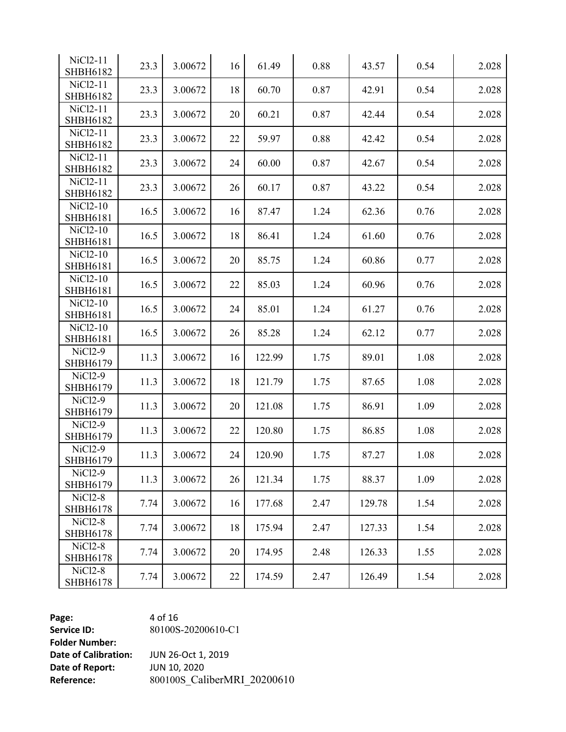| | | | | | | | | |
|---|---|---|---|---|---|---|---|---|
| NiCl2-11 SHBH6182 | 23.3 | 3.00672 | 16 | 61.49 | 0.88 | 43.57 | 0.54 | 2.028 |
| NiCl2-11 SHBH6182 | 23.3 | 3.00672 | 18 | 60.70 | 0.87 | 42.91 | 0.54 | 2.028 |
| NiCl2-11 SHBH6182 | 23.3 | 3.00672 | 20 | 60.21 | 0.87 | 42.44 | 0.54 | 2.028 |
| NiCl2-11 SHBH6182 | 23.3 | 3.00672 | 22 | 59.97 | 0.88 | 42.42 | 0.54 | 2.028 |
| NiCl2-11 SHBH6182 | 23.3 | 3.00672 | 24 | 60.00 | 0.87 | 42.67 | 0.54 | 2.028 |
| NiCl2-11 SHBH6182 | 23.3 | 3.00672 | 26 | 60.17 | 0.87 | 43.22 | 0.54 | 2.028 |
| NiCl2-10 SHBH6181 | 16.5 | 3.00672 | 16 | 87.47 | 1.24 | 62.36 | 0.76 | 2.028 |
| NiCl2-10 SHBH6181 | 16.5 | 3.00672 | 18 | 86.41 | 1.24 | 61.60 | 0.76 | 2.028 |
| NiCl2-10 SHBH6181 | 16.5 | 3.00672 | 20 | 85.75 | 1.24 | 60.86 | 0.77 | 2.028 |
| NiCl2-10 SHBH6181 | 16.5 | 3.00672 | 22 | 85.03 | 1.24 | 60.96 | 0.76 | 2.028 |
| NiCl2-10 SHBH6181 | 16.5 | 3.00672 | 24 | 85.01 | 1.24 | 61.27 | 0.76 | 2.028 |
| NiCl2-10 SHBH6181 | 16.5 | 3.00672 | 26 | 85.28 | 1.24 | 62.12 | 0.77 | 2.028 |
| NiCl2-9 SHBH6179 | 11.3 | 3.00672 | 16 | 122.99 | 1.75 | 89.01 | 1.08 | 2.028 |
| NiCl2-9 SHBH6179 | 11.3 | 3.00672 | 18 | 121.79 | 1.75 | 87.65 | 1.08 | 2.028 |
| NiCl2-9 SHBH6179 | 11.3 | 3.00672 | 20 | 121.08 | 1.75 | 86.91 | 1.09 | 2.028 |
| NiCl2-9 SHBH6179 | 11.3 | 3.00672 | 22 | 120.80 | 1.75 | 86.85 | 1.08 | 2.028 |
| NiCl2-9 SHBH6179 | 11.3 | 3.00672 | 24 | 120.90 | 1.75 | 87.27 | 1.08 | 2.028 |
| NiCl2-9 SHBH6179 | 11.3 | 3.00672 | 26 | 121.34 | 1.75 | 88.37 | 1.09 | 2.028 |
| NiCl2-8 SHBH6178 | 7.74 | 3.00672 | 16 | 177.68 | 2.47 | 129.78 | 1.54 | 2.028 |
| NiCl2-8 SHBH6178 | 7.74 | 3.00672 | 18 | 175.94 | 2.47 | 127.33 | 1.54 | 2.028 |
| NiCl2-8 SHBH6178 | 7.74 | 3.00672 | 20 | 174.95 | 2.48 | 126.33 | 1.55 | 2.028 |
| NiCl2-8 SHBH6178 | 7.74 | 3.00672 | 22 | 174.59 | 2.47 | 126.49 | 1.54 | 2.028 |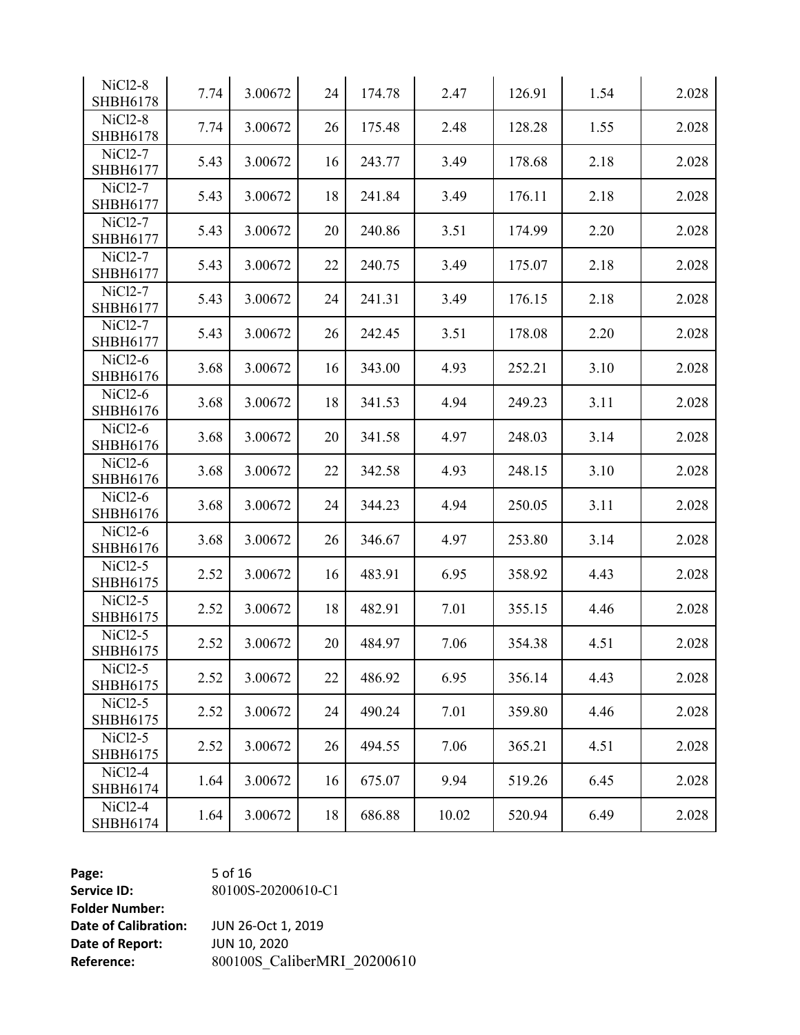| | | | | | | | | |
|---|---|---|---|---|---|---|---|---|
| NiCl2-8 SHBH6178 | 7.74 | 3.00672 | 24 | 174.78 | 2.47 | 126.91 | 1.54 | 2.028 |
| NiCl2-8 SHBH6178 | 7.74 | 3.00672 | 26 | 175.48 | 2.48 | 128.28 | 1.55 | 2.028 |
| NiCl2-7 SHBH6177 | 5.43 | 3.00672 | 16 | 243.77 | 3.49 | 178.68 | 2.18 | 2.028 |
| NiCl2-7 SHBH6177 | 5.43 | 3.00672 | 18 | 241.84 | 3.49 | 176.11 | 2.18 | 2.028 |
| NiCl2-7 SHBH6177 | 5.43 | 3.00672 | 20 | 240.86 | 3.51 | 174.99 | 2.20 | 2.028 |
| NiCl2-7 SHBH6177 | 5.43 | 3.00672 | 22 | 240.75 | 3.49 | 175.07 | 2.18 | 2.028 |
| NiCl2-7 SHBH6177 | 5.43 | 3.00672 | 24 | 241.31 | 3.49 | 176.15 | 2.18 | 2.028 |
| NiCl2-7 SHBH6177 | 5.43 | 3.00672 | 26 | 242.45 | 3.51 | 178.08 | 2.20 | 2.028 |
| NiCl2-6 SHBH6176 | 3.68 | 3.00672 | 16 | 343.00 | 4.93 | 252.21 | 3.10 | 2.028 |
| NiCl2-6 SHBH6176 | 3.68 | 3.00672 | 18 | 341.53 | 4.94 | 249.23 | 3.11 | 2.028 |
| NiCl2-6 SHBH6176 | 3.68 | 3.00672 | 20 | 341.58 | 4.97 | 248.03 | 3.14 | 2.028 |
| NiCl2-6 SHBH6176 | 3.68 | 3.00672 | 22 | 342.58 | 4.93 | 248.15 | 3.10 | 2.028 |
| NiCl2-6 SHBH6176 | 3.68 | 3.00672 | 24 | 344.23 | 4.94 | 250.05 | 3.11 | 2.028 |
| NiCl2-6 SHBH6176 | 3.68 | 3.00672 | 26 | 346.67 | 4.97 | 253.80 | 3.14 | 2.028 |
| NiCl2-5 SHBH6175 | 2.52 | 3.00672 | 16 | 483.91 | 6.95 | 358.92 | 4.43 | 2.028 |
| NiCl2-5 SHBH6175 | 2.52 | 3.00672 | 18 | 482.91 | 7.01 | 355.15 | 4.46 | 2.028 |
| NiCl2-5 SHBH6175 | 2.52 | 3.00672 | 20 | 484.97 | 7.06 | 354.38 | 4.51 | 2.028 |
| NiCl2-5 SHBH6175 | 2.52 | 3.00672 | 22 | 486.92 | 6.95 | 356.14 | 4.43 | 2.028 |
| NiCl2-5 SHBH6175 | 2.52 | 3.00672 | 24 | 490.24 | 7.01 | 359.80 | 4.46 | 2.028 |
| NiCl2-5 SHBH6175 | 2.52 | 3.00672 | 26 | 494.55 | 7.06 | 365.21 | 4.51 | 2.028 |
| NiCl2-4 SHBH6174 | 1.64 | 3.00672 | 16 | 675.07 | 9.94 | 519.26 | 6.45 | 2.028 |
| NiCl2-4 SHBH6174 | 1.64 | 3.00672 | 18 | 686.88 | 10.02 | 520.94 | 6.49 | 2.028 |

**Page:** 5 of 16
**Service ID:** 80100S-20200610-C1
**Folder Number:**
**Date of Calibration:** JUN 26-Oct 1, 2019
**Date of Report:** JUN 10, 2020
**Reference:** 800100S_CaliberMRI_20200610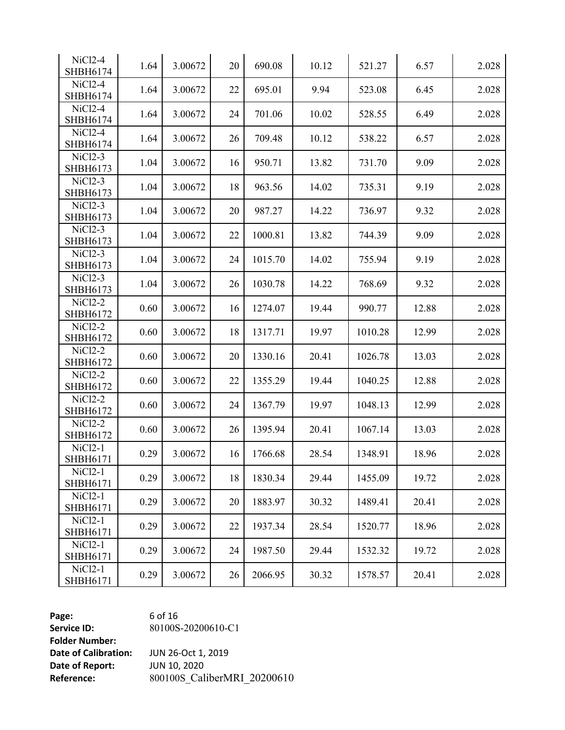| | | | | | | | | |
|---|---|---|---|---|---|---|---|---|
| NiCl2-4 SHBH6174 | 1.64 | 3.00672 | 20 | 690.08 | 10.12 | 521.27 | 6.57 | 2.028 |
| NiCl2-4 SHBH6174 | 1.64 | 3.00672 | 22 | 695.01 | 9.94 | 523.08 | 6.45 | 2.028 |
| NiCl2-4 SHBH6174 | 1.64 | 3.00672 | 24 | 701.06 | 10.02 | 528.55 | 6.49 | 2.028 |
| NiCl2-4 SHBH6174 | 1.64 | 3.00672 | 26 | 709.48 | 10.12 | 538.22 | 6.57 | 2.028 |
| NiCl2-3 SHBH6173 | 1.04 | 3.00672 | 16 | 950.71 | 13.82 | 731.70 | 9.09 | 2.028 |
| NiCl2-3 SHBH6173 | 1.04 | 3.00672 | 18 | 963.56 | 14.02 | 735.31 | 9.19 | 2.028 |
| NiCl2-3 SHBH6173 | 1.04 | 3.00672 | 20 | 987.27 | 14.22 | 736.97 | 9.32 | 2.028 |
| NiCl2-3 SHBH6173 | 1.04 | 3.00672 | 22 | 1000.81 | 13.82 | 744.39 | 9.09 | 2.028 |
| NiCl2-3 SHBH6173 | 1.04 | 3.00672 | 24 | 1015.70 | 14.02 | 755.94 | 9.19 | 2.028 |
| NiCl2-3 SHBH6173 | 1.04 | 3.00672 | 26 | 1030.78 | 14.22 | 768.69 | 9.32 | 2.028 |
| NiCl2-2 SHBH6172 | 0.60 | 3.00672 | 16 | 1274.07 | 19.44 | 990.77 | 12.88 | 2.028 |
| NiCl2-2 SHBH6172 | 0.60 | 3.00672 | 18 | 1317.71 | 19.97 | 1010.28 | 12.99 | 2.028 |
| NiCl2-2 SHBH6172 | 0.60 | 3.00672 | 20 | 1330.16 | 20.41 | 1026.78 | 13.03 | 2.028 |
| NiCl2-2 SHBH6172 | 0.60 | 3.00672 | 22 | 1355.29 | 19.44 | 1040.25 | 12.88 | 2.028 |
| NiCl2-2 SHBH6172 | 0.60 | 3.00672 | 24 | 1367.79 | 19.97 | 1048.13 | 12.99 | 2.028 |
| NiCl2-2 SHBH6172 | 0.60 | 3.00672 | 26 | 1395.94 | 20.41 | 1067.14 | 13.03 | 2.028 |
| NiCl2-1 SHBH6171 | 0.29 | 3.00672 | 16 | 1766.68 | 28.54 | 1348.91 | 18.96 | 2.028 |
| NiCl2-1 SHBH6171 | 0.29 | 3.00672 | 18 | 1830.34 | 29.44 | 1455.09 | 19.72 | 2.028 |
| NiCl2-1 SHBH6171 | 0.29 | 3.00672 | 20 | 1883.97 | 30.32 | 1489.41 | 20.41 | 2.028 |
| NiCl2-1 SHBH6171 | 0.29 | 3.00672 | 22 | 1937.34 | 28.54 | 1520.77 | 18.96 | 2.028 |
| NiCl2-1 SHBH6171 | 0.29 | 3.00672 | 24 | 1987.50 | 29.44 | 1532.32 | 19.72 | 2.028 |
| NiCl2-1 SHBH6171 | 0.29 | 3.00672 | 26 | 2066.95 | 30.32 | 1578.57 | 20.41 | 2.028 |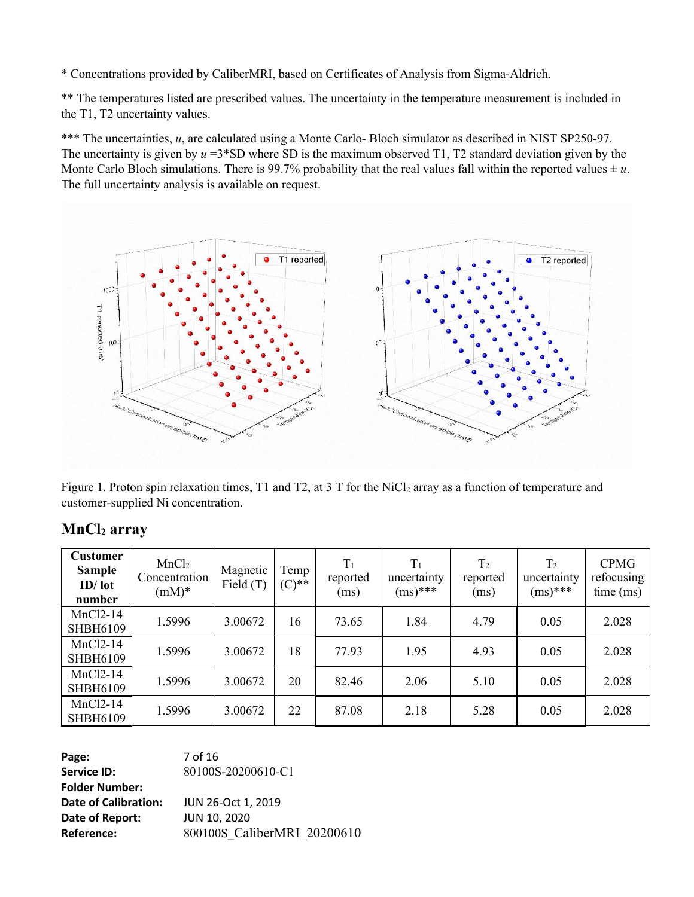* Concentrations provided by CaliberMRI, based on Certificates of Analysis from Sigma-Aldrich.

** The temperatures listed are prescribed values. The uncertainty in the temperature measurement is included in the T1, T2 uncertainty values.

*** The uncertainties, *u*, are calculated using a Monte Carlo- Bloch simulator as described in NIST SP250-97. The uncertainty is given by *u* =3*SD where SD is the maximum observed T1, T2 standard deviation given by the Monte Carlo Bloch simulations. There is 99.7% probability that the real values fall within the reported values ± *u*. The full uncertainty analysis is available on request.

Figure 1. Proton spin relaxation times, T1 and T2, at 3 T for the $NiCl_2$ array as a function of temperature and customer-supplied Ni concentration.

## $MnCl_2$ array

| Customer Sample ID/ lot number | $MnCl_2$ Concentration (mM)* | Magnetic Field (T) | Temp (C)** | $T_1$ reported (ms) | $T_1$ uncertainty (ms)*** | $T_2$ reported (ms) | $T_2$ uncertainty (ms)*** | CPMG refocusing time (ms) |
|---|---|---|---|---|---|---|---|---|
| MnCl2-14 SHBH6109 | 1.5996 | 3.00672 | 16 | 73.65 | 1.84 | 4.79 | 0.05 | 2.028 |
| MnCl2-14 SHBH6109 | 1.5996 | 3.00672 | 18 | 77.93 | 1.95 | 4.93 | 0.05 | 2.028 |
| MnCl2-14 SHBH6109 | 1.5996 | 3.00672 | 20 | 82.46 | 2.06 | 5.10 | 0.05 | 2.028 |
| MnCl2-14 SHBH6109 | 1.5996 | 3.00672 | 22 | 87.08 | 2.18 | 5.28 | 0.05 | 2.028 |

**Page:** 7 of 16
**Service ID:** 80100S-20200610-C1
**Folder Number:**
**Date of Calibration:** JUN 26-Oct 1, 2019
**Date of Report:** JUN 10, 2020
**Reference:** 800100S_CaliberMRI_20200610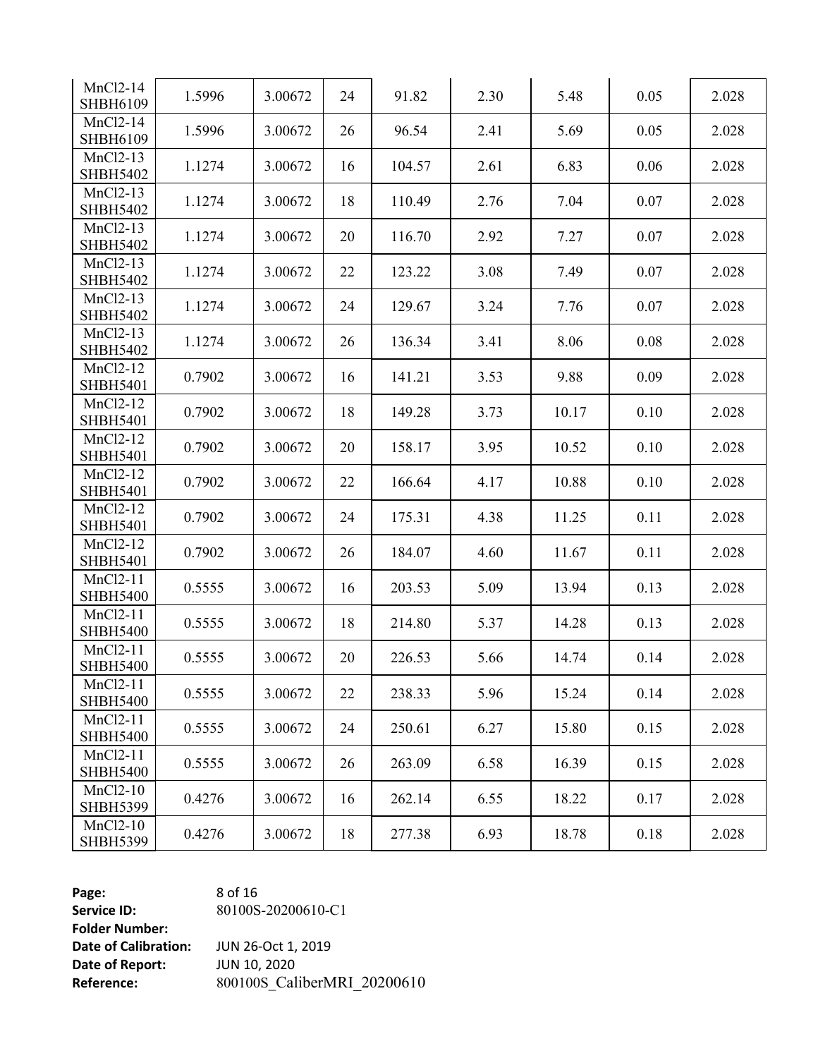| | | | | | | | | |
|---|---|---|---|---|---|---|---|---|
| MnCl2-14 SHBH6109 | 1.5996 | 3.00672 | 24 | 91.82 | 2.30 | 5.48 | 0.05 | 2.028 |
| MnCl2-14 SHBH6109 | 1.5996 | 3.00672 | 26 | 96.54 | 2.41 | 5.69 | 0.05 | 2.028 |
| MnCl2-13 SHBH5402 | 1.1274 | 3.00672 | 16 | 104.57 | 2.61 | 6.83 | 0.06 | 2.028 |
| MnCl2-13 SHBH5402 | 1.1274 | 3.00672 | 18 | 110.49 | 2.76 | 7.04 | 0.07 | 2.028 |
| MnCl2-13 SHBH5402 | 1.1274 | 3.00672 | 20 | 116.70 | 2.92 | 7.27 | 0.07 | 2.028 |
| MnCl2-13 SHBH5402 | 1.1274 | 3.00672 | 22 | 123.22 | 3.08 | 7.49 | 0.07 | 2.028 |
| MnCl2-13 SHBH5402 | 1.1274 | 3.00672 | 24 | 129.67 | 3.24 | 7.76 | 0.07 | 2.028 |
| MnCl2-13 SHBH5402 | 1.1274 | 3.00672 | 26 | 136.34 | 3.41 | 8.06 | 0.08 | 2.028 |
| MnCl2-12 SHBH5401 | 0.7902 | 3.00672 | 16 | 141.21 | 3.53 | 9.88 | 0.09 | 2.028 |
| MnCl2-12 SHBH5401 | 0.7902 | 3.00672 | 18 | 149.28 | 3.73 | 10.17 | 0.10 | 2.028 |
| MnCl2-12 SHBH5401 | 0.7902 | 3.00672 | 20 | 158.17 | 3.95 | 10.52 | 0.10 | 2.028 |
| MnCl2-12 SHBH5401 | 0.7902 | 3.00672 | 22 | 166.64 | 4.17 | 10.88 | 0.10 | 2.028 |
| MnCl2-12 SHBH5401 | 0.7902 | 3.00672 | 24 | 175.31 | 4.38 | 11.25 | 0.11 | 2.028 |
| MnCl2-12 SHBH5401 | 0.7902 | 3.00672 | 26 | 184.07 | 4.60 | 11.67 | 0.11 | 2.028 |
| MnCl2-11 SHBH5400 | 0.5555 | 3.00672 | 16 | 203.53 | 5.09 | 13.94 | 0.13 | 2.028 |
| MnCl2-11 SHBH5400 | 0.5555 | 3.00672 | 18 | 214.80 | 5.37 | 14.28 | 0.13 | 2.028 |
| MnCl2-11 SHBH5400 | 0.5555 | 3.00672 | 20 | 226.53 | 5.66 | 14.74 | 0.14 | 2.028 |
| MnCl2-11 SHBH5400 | 0.5555 | 3.00672 | 22 | 238.33 | 5.96 | 15.24 | 0.14 | 2.028 |
| MnCl2-11 SHBH5400 | 0.5555 | 3.00672 | 24 | 250.61 | 6.27 | 15.80 | 0.15 | 2.028 |
| MnCl2-11 SHBH5400 | 0.5555 | 3.00672 | 26 | 263.09 | 6.58 | 16.39 | 0.15 | 2.028 |
| MnCl2-10 SHBH5399 | 0.4276 | 3.00672 | 16 | 262.14 | 6.55 | 18.22 | 0.17 | 2.028 |
| MnCl2-10 SHBH5399 | 0.4276 | 3.00672 | 18 | 277.38 | 6.93 | 18.78 | 0.18 | 2.028 |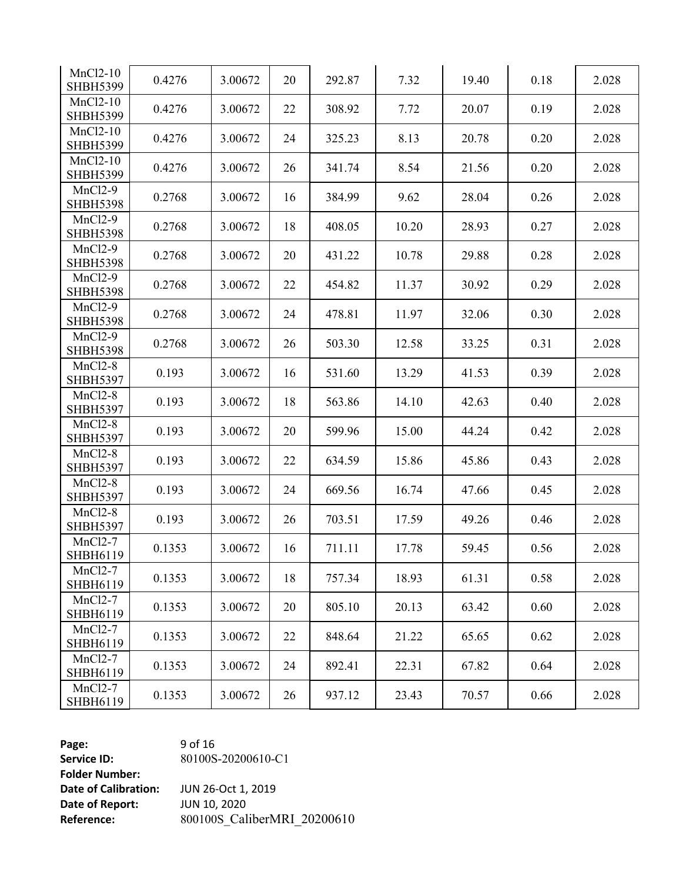| | | | | | | | | |
|---|---|---|---|---|---|---|---|---|
| $MnCl_2$-10 SHBH5399 | 0.4276 | 3.00672 | 20 | 292.87 | 7.32 | 19.40 | 0.18 | 2.028 |
| $MnCl_2$-10 SHBH5399 | 0.4276 | 3.00672 | 22 | 308.92 | 7.72 | 20.07 | 0.19 | 2.028 |
| $MnCl_2$-10 SHBH5399 | 0.4276 | 3.00672 | 24 | 325.23 | 8.13 | 20.78 | 0.20 | 2.028 |
| $MnCl_2$-10 SHBH5399 | 0.4276 | 3.00672 | 26 | 341.74 | 8.54 | 21.56 | 0.20 | 2.028 |
| $MnCl_2$-9 SHBH5398 | 0.2768 | 3.00672 | 16 | 384.99 | 9.62 | 28.04 | 0.26 | 2.028 |
| $MnCl_2$-9 SHBH5398 | 0.2768 | 3.00672 | 18 | 408.05 | 10.20 | 28.93 | 0.27 | 2.028 |
| $MnCl_2$-9 SHBH5398 | 0.2768 | 3.00672 | 20 | 431.22 | 10.78 | 29.88 | 0.28 | 2.028 |
| $MnCl_2$-9 SHBH5398 | 0.2768 | 3.00672 | 22 | 454.82 | 11.37 | 30.92 | 0.29 | 2.028 |
| $MnCl_2$-9 SHBH5398 | 0.2768 | 3.00672 | 24 | 478.81 | 11.97 | 32.06 | 0.30 | 2.028 |
| $MnCl_2$-9 SHBH5398 | 0.2768 | 3.00672 | 26 | 503.30 | 12.58 | 33.25 | 0.31 | 2.028 |
| $MnCl_2$-8 SHBH5397 | 0.193 | 3.00672 | 16 | 531.60 | 13.29 | 41.53 | 0.39 | 2.028 |
| $MnCl_2$-8 SHBH5397 | 0.193 | 3.00672 | 18 | 563.86 | 14.10 | 42.63 | 0.40 | 2.028 |
| $MnCl_2$-8 SHBH5397 | 0.193 | 3.00672 | 20 | 599.96 | 15.00 | 44.24 | 0.42 | 2.028 |
| $MnCl_2$-8 SHBH5397 | 0.193 | 3.00672 | 22 | 634.59 | 15.86 | 45.86 | 0.43 | 2.028 |
| $MnCl_2$-8 SHBH5397 | 0.193 | 3.00672 | 24 | 669.56 | 16.74 | 47.66 | 0.45 | 2.028 |
| $MnCl_2$-8 SHBH5397 | 0.193 | 3.00672 | 26 | 703.51 | 17.59 | 49.26 | 0.46 | 2.028 |
| $MnCl_2$-7 SHBH6119 | 0.1353 | 3.00672 | 16 | 711.11 | 17.78 | 59.45 | 0.56 | 2.028 |
| $MnCl_2$-7 SHBH6119 | 0.1353 | 3.00672 | 18 | 757.34 | 18.93 | 61.31 | 0.58 | 2.028 |
| $MnCl_2$-7 SHBH6119 | 0.1353 | 3.00672 | 20 | 805.10 | 20.13 | 63.42 | 0.60 | 2.028 |
| $MnCl_2$-7 SHBH6119 | 0.1353 | 3.00672 | 22 | 848.64 | 21.22 | 65.65 | 0.62 | 2.028 |
| $MnCl_2$-7 SHBH6119 | 0.1353 | 3.00672 | 24 | 892.41 | 22.31 | 67.82 | 0.64 | 2.028 |
| $MnCl_2$-7 SHBH6119 | 0.1353 | 3.00672 | 26 | 937.12 | 23.43 | 70.57 | 0.66 | 2.028 |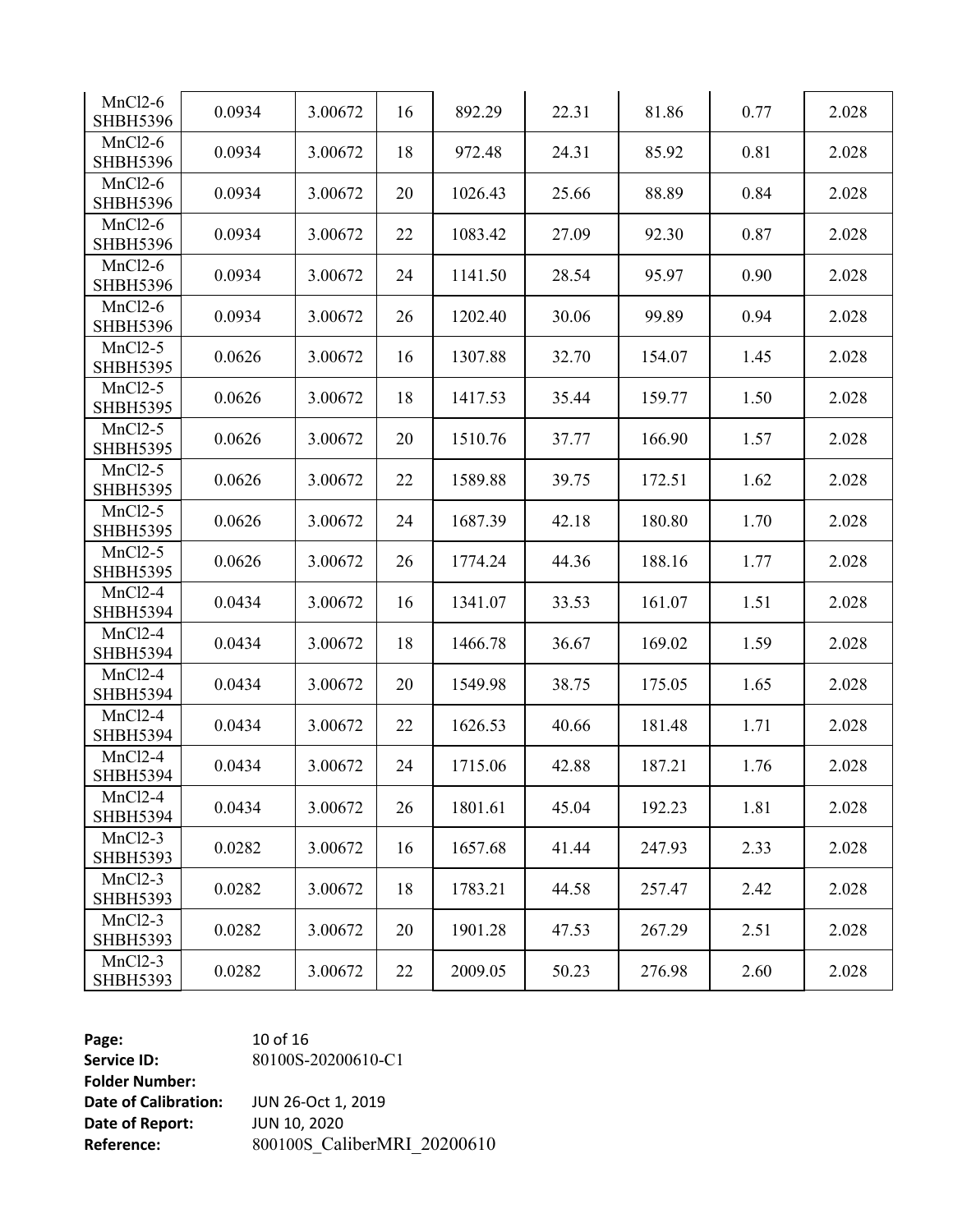| | | | | | | | | |
|---|---|---|---|---|---|---|---|---|
| MnCl2-6 SHBH5396 | 0.0934 | 3.00672 | 16 | 892.29 | 22.31 | 81.86 | 0.77 | 2.028 |
| MnCl2-6 SHBH5396 | 0.0934 | 3.00672 | 18 | 972.48 | 24.31 | 85.92 | 0.81 | 2.028 |
| MnCl2-6 SHBH5396 | 0.0934 | 3.00672 | 20 | 1026.43 | 25.66 | 88.89 | 0.84 | 2.028 |
| MnCl2-6 SHBH5396 | 0.0934 | 3.00672 | 22 | 1083.42 | 27.09 | 92.30 | 0.87 | 2.028 |
| MnCl2-6 SHBH5396 | 0.0934 | 3.00672 | 24 | 1141.50 | 28.54 | 95.97 | 0.90 | 2.028 |
| MnCl2-6 SHBH5396 | 0.0934 | 3.00672 | 26 | 1202.40 | 30.06 | 99.89 | 0.94 | 2.028 |
| MnCl2-5 SHBH5395 | 0.0626 | 3.00672 | 16 | 1307.88 | 32.70 | 154.07 | 1.45 | 2.028 |
| MnCl2-5 SHBH5395 | 0.0626 | 3.00672 | 18 | 1417.53 | 35.44 | 159.77 | 1.50 | 2.028 |
| MnCl2-5 SHBH5395 | 0.0626 | 3.00672 | 20 | 1510.76 | 37.77 | 166.90 | 1.57 | 2.028 |
| MnCl2-5 SHBH5395 | 0.0626 | 3.00672 | 22 | 1589.88 | 39.75 | 172.51 | 1.62 | 2.028 |
| MnCl2-5 SHBH5395 | 0.0626 | 3.00672 | 24 | 1687.39 | 42.18 | 180.80 | 1.70 | 2.028 |
| MnCl2-5 SHBH5395 | 0.0626 | 3.00672 | 26 | 1774.24 | 44.36 | 188.16 | 1.77 | 2.028 |
| MnCl2-4 SHBH5394 | 0.0434 | 3.00672 | 16 | 1341.07 | 33.53 | 161.07 | 1.51 | 2.028 |
| MnCl2-4 SHBH5394 | 0.0434 | 3.00672 | 18 | 1466.78 | 36.67 | 169.02 | 1.59 | 2.028 |
| MnCl2-4 SHBH5394 | 0.0434 | 3.00672 | 20 | 1549.98 | 38.75 | 175.05 | 1.65 | 2.028 |
| MnCl2-4 SHBH5394 | 0.0434 | 3.00672 | 22 | 1626.53 | 40.66 | 181.48 | 1.71 | 2.028 |
| MnCl2-4 SHBH5394 | 0.0434 | 3.00672 | 24 | 1715.06 | 42.88 | 187.21 | 1.76 | 2.028 |
| MnCl2-4 SHBH5394 | 0.0434 | 3.00672 | 26 | 1801.61 | 45.04 | 192.23 | 1.81 | 2.028 |
| MnCl2-3 SHBH5393 | 0.0282 | 3.00672 | 16 | 1657.68 | 41.44 | 247.93 | 2.33 | 2.028 |
| MnCl2-3 SHBH5393 | 0.0282 | 3.00672 | 18 | 1783.21 | 44.58 | 257.47 | 2.42 | 2.028 |
| MnCl2-3 SHBH5393 | 0.0282 | 3.00672 | 20 | 1901.28 | 47.53 | 267.29 | 2.51 | 2.028 |
| MnCl2-3 SHBH5393 | 0.0282 | 3.00672 | 22 | 2009.05 | 50.23 | 276.98 | 2.60 | 2.028 |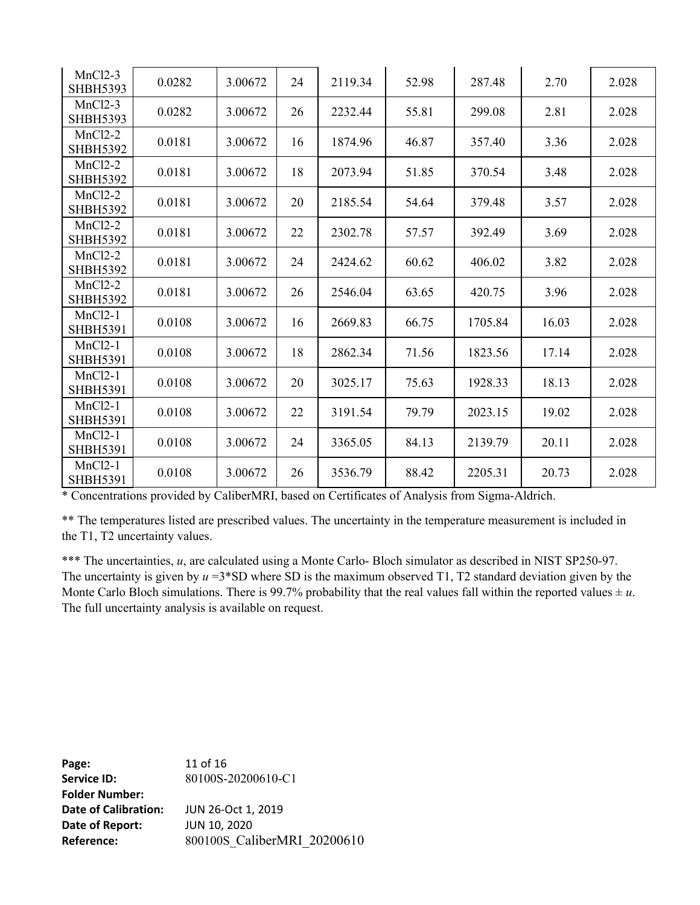| | | | | | | | | |
|---|---|---|---|---|---|---|---|---|
| MnCl2-3 SHBH5393 | 0.0282 | 3.00672 | 24 | 2119.34 | 52.98 | 287.48 | 2.70 | 2.028 |
| MnCl2-3 SHBH5393 | 0.0282 | 3.00672 | 26 | 2232.44 | 55.81 | 299.08 | 2.81 | 2.028 |
| MnCl2-2 SHBH5392 | 0.0181 | 3.00672 | 16 | 1874.96 | 46.87 | 357.40 | 3.36 | 2.028 |
| MnCl2-2 SHBH5392 | 0.0181 | 3.00672 | 18 | 2073.94 | 51.85 | 370.54 | 3.48 | 2.028 |
| MnCl2-2 SHBH5392 | 0.0181 | 3.00672 | 20 | 2185.54 | 54.64 | 379.48 | 3.57 | 2.028 |
| MnCl2-2 SHBH5392 | 0.0181 | 3.00672 | 22 | 2302.78 | 57.57 | 392.49 | 3.69 | 2.028 |
| MnCl2-2 SHBH5392 | 0.0181 | 3.00672 | 24 | 2424.62 | 60.62 | 406.02 | 3.82 | 2.028 |
| MnCl2-2 SHBH5392 | 0.0181 | 3.00672 | 26 | 2546.04 | 63.65 | 420.75 | 3.96 | 2.028 |
| MnCl2-1 SHBH5391 | 0.0108 | 3.00672 | 16 | 2669.83 | 66.75 | 1705.84 | 16.03 | 2.028 |
| MnCl2-1 SHBH5391 | 0.0108 | 3.00672 | 18 | 2862.34 | 71.56 | 1823.56 | 17.14 | 2.028 |
| MnCl2-1 SHBH5391 | 0.0108 | 3.00672 | 20 | 3025.17 | 75.63 | 1928.33 | 18.13 | 2.028 |
| MnCl2-1 SHBH5391 | 0.0108 | 3.00672 | 22 | 3191.54 | 79.79 | 2023.15 | 19.02 | 2.028 |
| MnCl2-1 SHBH5391 | 0.0108 | 3.00672 | 24 | 3365.05 | 84.13 | 2139.79 | 20.11 | 2.028 |
| MnCl2-1 SHBH5391 | 0.0108 | 3.00672 | 26 | 3536.79 | 88.42 | 2205.31 | 20.73 | 2.028 |

\* Concentrations provided by CaliberMRI, based on Certificates of Analysis from Sigma-Aldrich.

\*\* The temperatures listed are prescribed values. The uncertainty in the temperature measurement is included in the T1, T2 uncertainty values.

\*\*\* The uncertainties, *u*, are calculated using a Monte Carlo- Bloch simulator as described in NIST SP250-97. The uncertainty is given by $u = 3*SD$ where SD is the maximum observed T1, T2 standard deviation given by the Monte Carlo Bloch simulations. There is 99.7% probability that the real values fall within the reported values ± *u*. The full uncertainty analysis is available on request.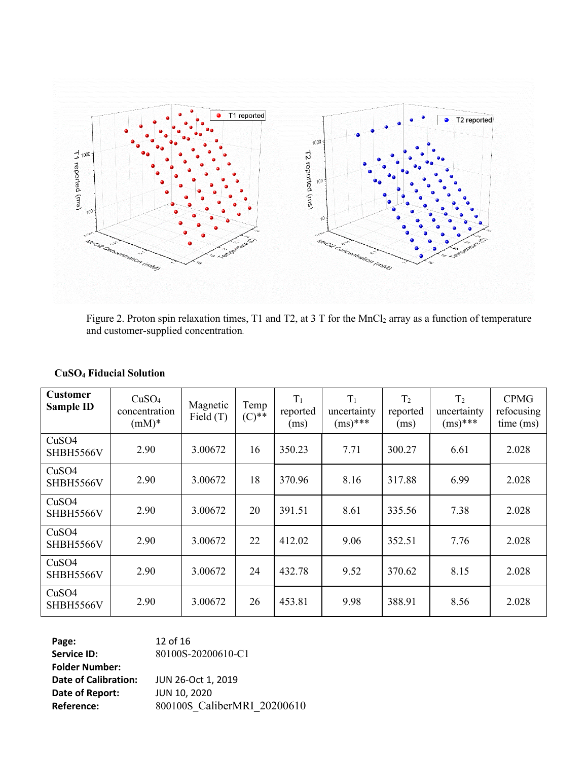Figure 2. Proton spin relaxation times, T1 and T2, at 3 T for the $MnCl_2$ array as a function of temperature and customer-supplied concentration.

**$CuSO_4$ Fiducial Solution**

| Customer Sample ID | $CuSO_4$ concentration (mM)* | Magnetic Field (T) | Temp (C)** | $T_1$ reported (ms) | $T_1$ uncertainty (ms)*** | $T_2$ reported (ms) | $T_2$ uncertainty (ms)*** | CPMG refocusing time (ms) |
|---|---|---|---|---|---|---|---|---|
| CuSO4 SHBH5566V | 2.90 | 3.00672 | 16 | 350.23 | 7.71 | 300.27 | 6.61 | 2.028 |
| CuSO4 SHBH5566V | 2.90 | 3.00672 | 18 | 370.96 | 8.16 | 317.88 | 6.99 | 2.028 |
| CuSO4 SHBH5566V | 2.90 | 3.00672 | 20 | 391.51 | 8.61 | 335.56 | 7.38 | 2.028 |
| CuSO4 SHBH5566V | 2.90 | 3.00672 | 22 | 412.02 | 9.06 | 352.51 | 7.76 | 2.028 |
| CuSO4 SHBH5566V | 2.90 | 3.00672 | 24 | 432.78 | 9.52 | 370.62 | 8.15 | 2.028 |
| CuSO4 SHBH5566V | 2.90 | 3.00672 | 26 | 453.81 | 9.98 | 388.91 | 8.56 | 2.028 |

**Page:** 12 of 16
**Service ID:** 80100S-20200610-C1
**Folder Number:**
**Date of Calibration:** JUN 26-Oct 1, 2019
**Date of Report:** JUN 10, 2020
**Reference:** 800100S_CaliberMRI_20200610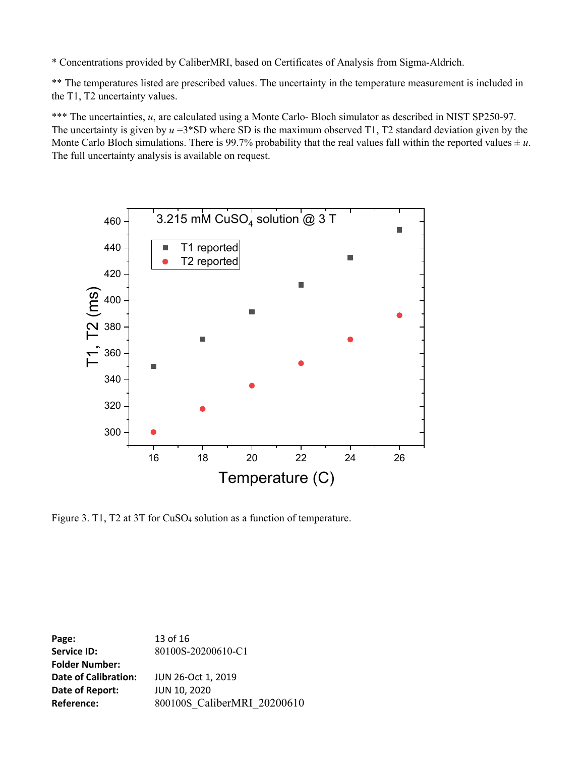* Concentrations provided by CaliberMRI, based on Certificates of Analysis from Sigma-Aldrich.

** The temperatures listed are prescribed values. The uncertainty in the temperature measurement is included in the T1, T2 uncertainty values.

*** The uncertainties, *u*, are calculated using a Monte Carlo- Bloch simulator as described in NIST SP250-97. The uncertainty is given by $u = 3*SD$ where SD is the maximum observed T1, T2 standard deviation given by the Monte Carlo Bloch simulations. There is 99.7% probability that the real values fall within the reported values $\pm u$. The full uncertainty analysis is available on request.

Figure 3. T1, T2 at 3T for $CuSO_4$ solution as a function of temperature.

**Page:** 13 of 16
**Service ID:** 80100S-20200610-C1
**Folder Number:**
**Date of Calibration:** JUN 26-Oct 1, 2019
**Date of Report:** JUN 10, 2020
**Reference:** 800100S_CaliberMRI_20200610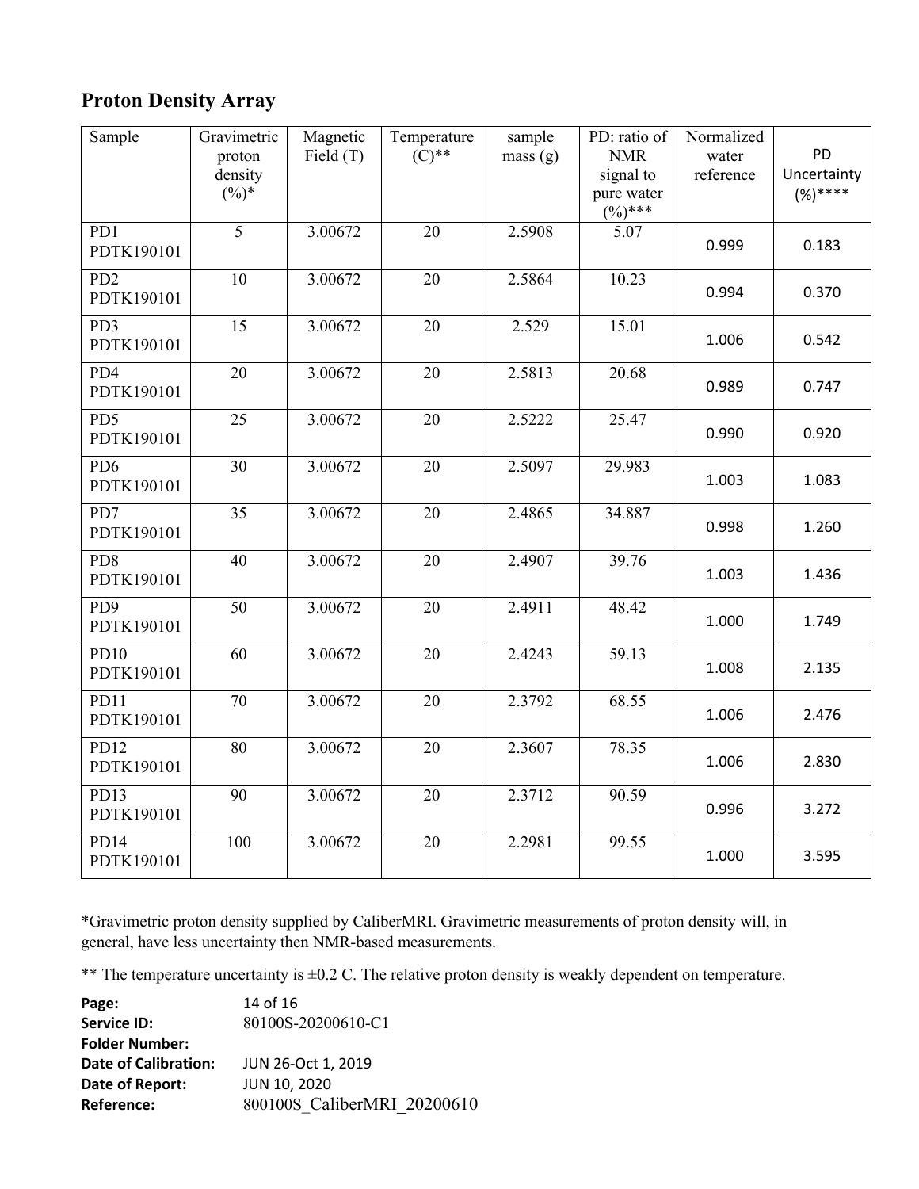## Proton Density Array

| Sample | Gravimetric proton density (%)* | Magnetic Field (T) | Temperature (C)** | sample mass (g) | PD: ratio of NMR signal to pure water (%)*** | Normalized water reference | PD Uncertainty (%)**** |
|---|---|---|---|---|---|---|---|
| PD1 PDTK190101 | 5 | 3.00672 | 20 | 2.5908 | 5.07 | 0.999 | 0.183 |
| PD2 PDTK190101 | 10 | 3.00672 | 20 | 2.5864 | 10.23 | 0.994 | 0.370 |
| PD3 PDTK190101 | 15 | 3.00672 | 20 | 2.529 | 15.01 | 1.006 | 0.542 |
| PD4 PDTK190101 | 20 | 3.00672 | 20 | 2.5813 | 20.68 | 0.989 | 0.747 |
| PD5 PDTK190101 | 25 | 3.00672 | 20 | 2.5222 | 25.47 | 0.990 | 0.920 |
| PD6 PDTK190101 | 30 | 3.00672 | 20 | 2.5097 | 29.983 | 1.003 | 1.083 |
| PD7 PDTK190101 | 35 | 3.00672 | 20 | 2.4865 | 34.887 | 0.998 | 1.260 |
| PD8 PDTK190101 | 40 | 3.00672 | 20 | 2.4907 | 39.76 | 1.003 | 1.436 |
| PD9 PDTK190101 | 50 | 3.00672 | 20 | 2.4911 | 48.42 | 1.000 | 1.749 |
| PD10 PDTK190101 | 60 | 3.00672 | 20 | 2.4243 | 59.13 | 1.008 | 2.135 |
| PD11 PDTK190101 | 70 | 3.00672 | 20 | 2.3792 | 68.55 | 1.006 | 2.476 |
| PD12 PDTK190101 | 80 | 3.00672 | 20 | 2.3607 | 78.35 | 1.006 | 2.830 |
| PD13 PDTK190101 | 90 | 3.00672 | 20 | 2.3712 | 90.59 | 0.996 | 3.272 |
| PD14 PDTK190101 | 100 | 3.00672 | 20 | 2.2981 | 99.55 | 1.000 | 3.595 |

*Gravimetric proton density supplied by CaliberMRI. Gravimetric measurements of proton density will, in general, have less uncertainty then NMR-based measurements.

** The temperature uncertainty is ±0.2 C. The relative proton density is weakly dependent on temperature.

**Service ID:** 80100S-20200610-C1
**Folder Number:**
**Date of Calibration:** JUN 26-Oct 1, 2019
**Date of Report:** JUN 10, 2020
**Reference:** 800100S_CaliberMRI_20200610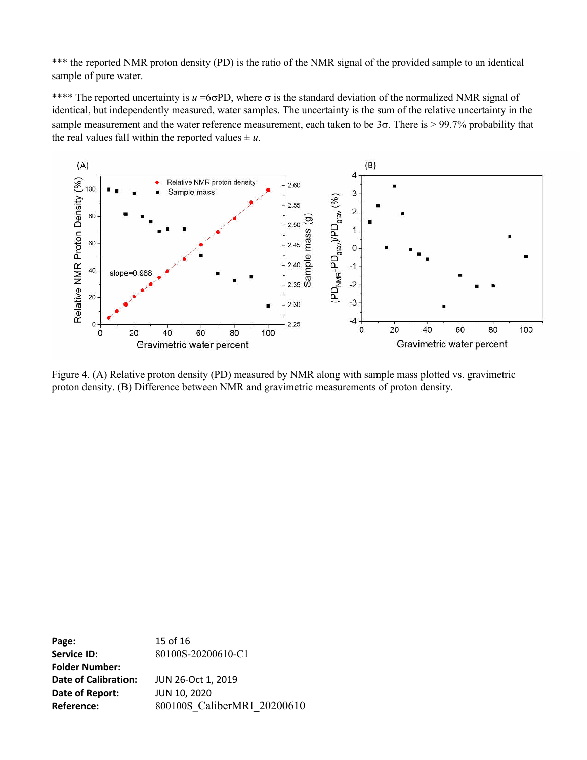*** the reported NMR proton density (PD) is the ratio of the NMR signal of the provided sample to an identical sample of pure water.

**** The reported uncertainty is $u = 6\sigma PD$, where $\sigma$ is the standard deviation of the normalized NMR signal of identical, but independently measured, water samples. The uncertainty is the sum of the relative uncertainty in the sample measurement and the water reference measurement, each taken to be $3\sigma$. There is > 99.7% probability that the real values fall within the reported values $\pm u$.

Figure 4. (A) Relative proton density (PD) measured by NMR along with sample mass plotted vs. gravimetric proton density. (B) Difference between NMR and gravimetric measurements of proton density.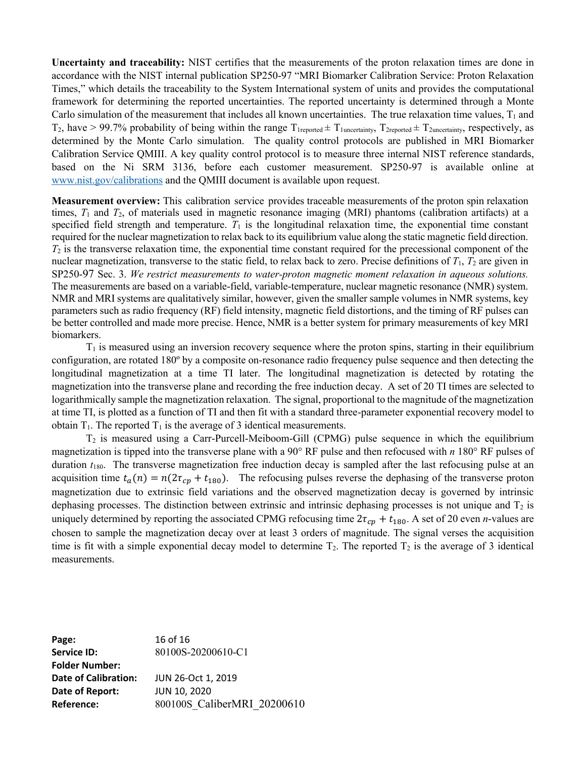**Uncertainty and traceability:** NIST certifies that the measurements of the proton relaxation times are done in accordance with the NIST internal publication SP250-97 "MRI Biomarker Calibration Service: Proton Relaxation Times," which details the traceability to the System International system of units and provides the computational framework for determining the reported uncertainties. The reported uncertainty is determined through a Monte Carlo simulation of the measurement that includes all known uncertainties. The true relaxation time values, $T_1$ and $T_2$, have > 99.7% probability of being within the range $T_{1reported} \pm T_{1uncertainty}$, $T_{2reported} \pm T_{2uncertainty}$, respectively, as determined by the Monte Carlo simulation. The quality control protocols are published in MRI Biomarker Calibration Service QMIII. A key quality control protocol is to measure three internal NIST reference standards, based on the Ni SRM 3136, before each customer measurement. SP250-97 is available online at www.nist.gov/calibrations and the QMIII document is available upon request.

**Measurement overview:** This calibration service provides traceable measurements of the proton spin relaxation times, $T_1$ and $T_2$, of materials used in magnetic resonance imaging (MRI) phantoms (calibration artifacts) at a specified field strength and temperature. $T_1$ is the longitudinal relaxation time, the exponential time constant required for the nuclear magnetization to relax back to its equilibrium value along the static magnetic field direction. $T_2$ is the transverse relaxation time, the exponential time constant required for the precessional component of the nuclear magnetization, transverse to the static field, to relax back to zero. Precise definitions of $T_1$, $T_2$ are given in SP250-97 Sec. 3. *We restrict measurements to water-proton magnetic moment relaxation in aqueous solutions.* The measurements are based on a variable-field, variable-temperature, nuclear magnetic resonance (NMR) system. NMR and MRI systems are qualitatively similar, however, given the smaller sample volumes in NMR systems, key parameters such as radio frequency (RF) field intensity, magnetic field distortions, and the timing of RF pulses can be better controlled and made more precise. Hence, NMR is a better system for primary measurements of key MRI biomarkers.

$T_1$ is measured using an inversion recovery sequence where the proton spins, starting in their equilibrium configuration, are rotated 180º by a composite on-resonance radio frequency pulse sequence and then detecting the longitudinal magnetization at a time TI later. The longitudinal magnetization is detected by rotating the magnetization into the transverse plane and recording the free induction decay. A set of 20 TI times are selected to logarithmically sample the magnetization relaxation. The signal, proportional to the magnitude of the magnetization at time TI, is plotted as a function of TI and then fit with a standard three-parameter exponential recovery model to obtain $T_1$. The reported $T_1$ is the average of 3 identical measurements.

$T_2$ is measured using a Carr-Purcell-Meiboom-Gill (CPMG) pulse sequence in which the equilibrium magnetization is tipped into the transverse plane with a 90° RF pulse and then refocused with $n$ 180° RF pulses of duration $t_{180}$. The transverse magnetization free induction decay is sampled after the last refocusing pulse at an acquisition time $t_a(n) = n(2\tau_{cp} + t_{180})$. The refocusing pulses reverse the dephasing of the transverse proton magnetization due to extrinsic field variations and the observed magnetization decay is governed by intrinsic dephasing processes. The distinction between extrinsic and intrinsic dephasing processes is not unique and $T_2$ is uniquely determined by reporting the associated CPMG refocusing time $2\tau_{cp} + t_{180}$. A set of 20 even $n$-values are chosen to sample the magnetization decay over at least 3 orders of magnitude. The signal verses the acquisition time is fit with a simple exponential decay model to determine $T_2$. The reported $T_2$ is the average of 3 identical measurements.

**Service ID:** 80100S-20200610-C1
**Folder Number:**
**Date of Calibration:** JUN 26-Oct 1, 2019
**Date of Report:** JUN 10, 2020
**Reference:** 800100S_CaliberMRI_20200610